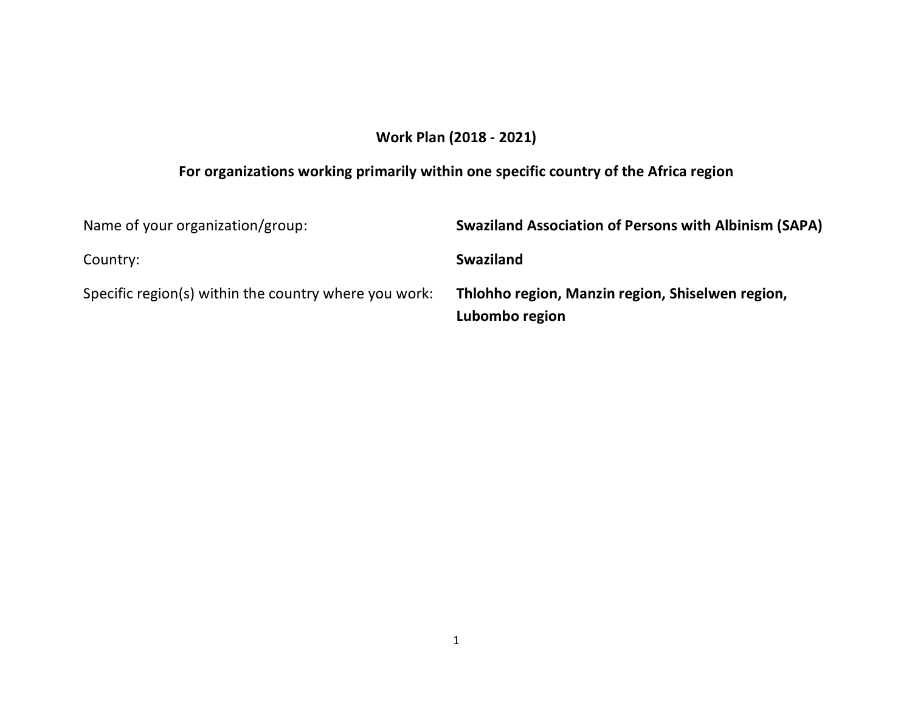# Work Plan (2018 - 2021)

## For organizations working primarily within one specific country of the Africa region

| | |
|---|---|
| Name of your organization/group: | **Swaziland Association of Persons with Albinism (SAPA)** |
| Country: | **Swaziland** |
| Specific region(s) within the country where you work: | **Thlohho region, Manzin region, Shiselwen region, Lubombo region** |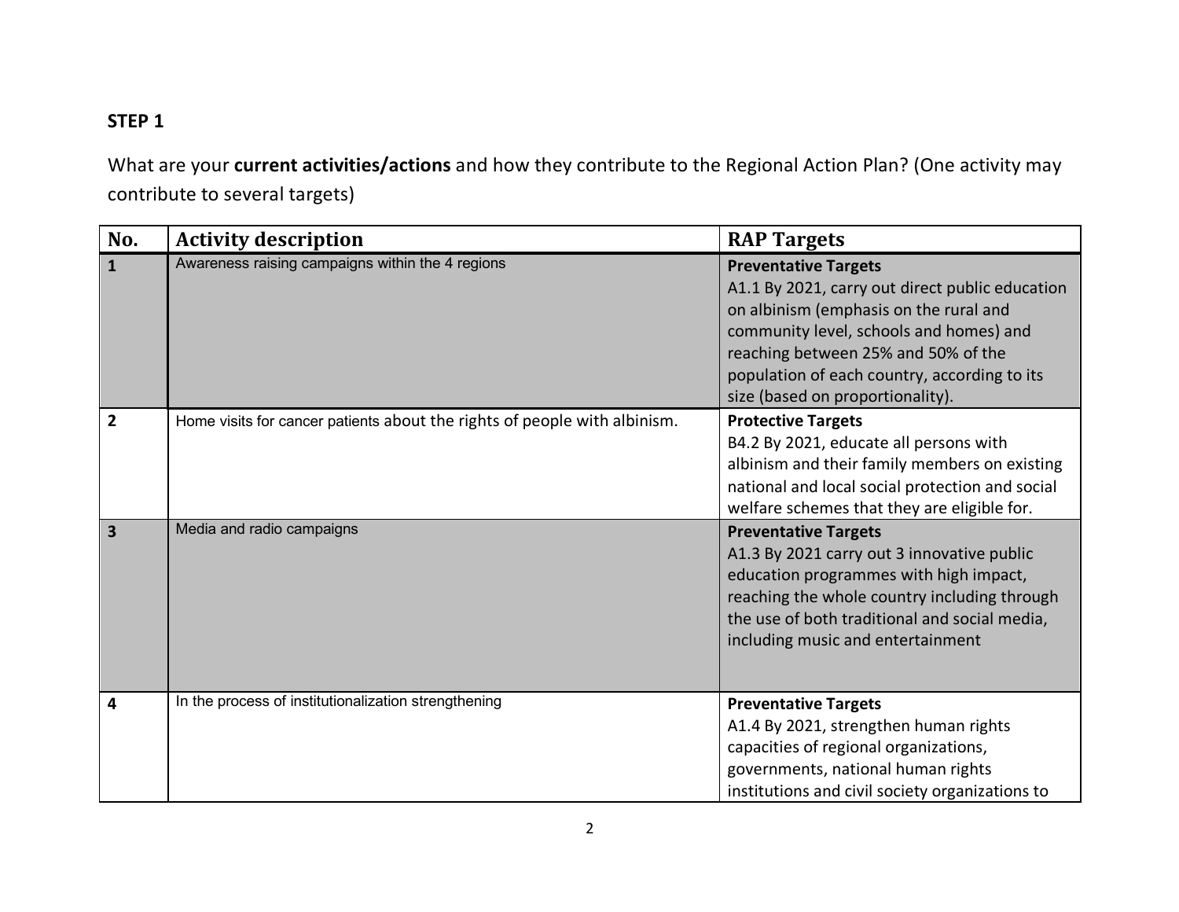**STEP 1**

What are your **current activities/actions** and how they contribute to the Regional Action Plan? (One activity may contribute to several targets)

| No. | Activity description | RAP Targets |
|---|---|---|
| 1 | Awareness raising campaigns within the 4 regions | **Preventative Targets**<br>A1.1 By 2021, carry out direct public education on albinism (emphasis on the rural and community level, schools and homes) and reaching between 25% and 50% of the population of each country, according to its size (based on proportionality). |
| 2 | Home visits for cancer patients about the rights of people with albinism. | **Protective Targets**<br>B4.2 By 2021, educate all persons with albinism and their family members on existing national and local social protection and social welfare schemes that they are eligible for. |
| 3 | Media and radio campaigns | **Preventative Targets**<br>A1.3 By 2021 carry out 3 innovative public education programmes with high impact, reaching the whole country including through the use of both traditional and social media, including music and entertainment |
| 4 | In the process of institutionalization strengthening | **Preventative Targets**<br>A1.4 By 2021, strengthen human rights capacities of regional organizations, governments, national human rights institutions and civil society organizations to |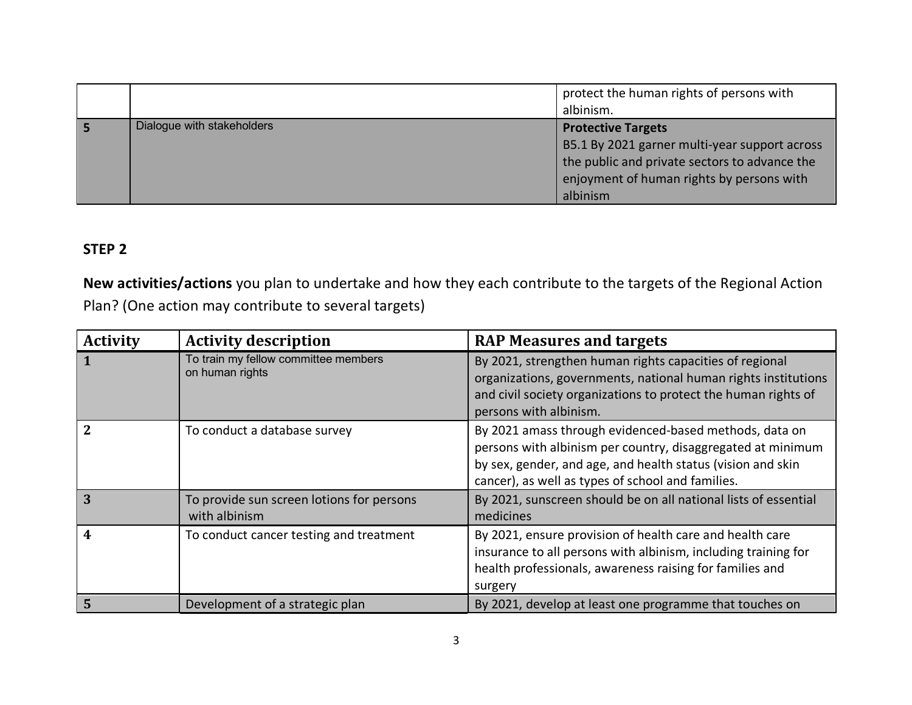|  |  | protect the human rights of persons with albinism. |
|---|---|---|
| 5 | Dialogue with stakeholders | **Protective Targets**<br>B5.1 By 2021 garner multi-year support across the public and private sectors to advance the enjoyment of human rights by persons with albinism |

**STEP 2**

**New activities/actions** you plan to undertake and how they each contribute to the targets of the Regional Action Plan? (One action may contribute to several targets)

| Activity | Activity description | RAP Measures and targets |
|---|---|---|
| 1 | To train my fellow committee members on human rights | By 2021, strengthen human rights capacities of regional organizations, governments, national human rights institutions and civil society organizations to protect the human rights of persons with albinism. |
| 2 | To conduct a database survey | By 2021 amass through evidenced-based methods, data on persons with albinism per country, disaggregated at minimum by sex, gender, and age, and health status (vision and skin cancer), as well as types of school and families. |
| 3 | To provide sun screen lotions for persons with albinism | By 2021, sunscreen should be on all national lists of essential medicines |
| 4 | To conduct cancer testing and treatment | By 2021, ensure provision of health care and health care insurance to all persons with albinism, including training for health professionals, awareness raising for families and surgery |
| 5 | Development of a strategic plan | By 2021, develop at least one programme that touches on |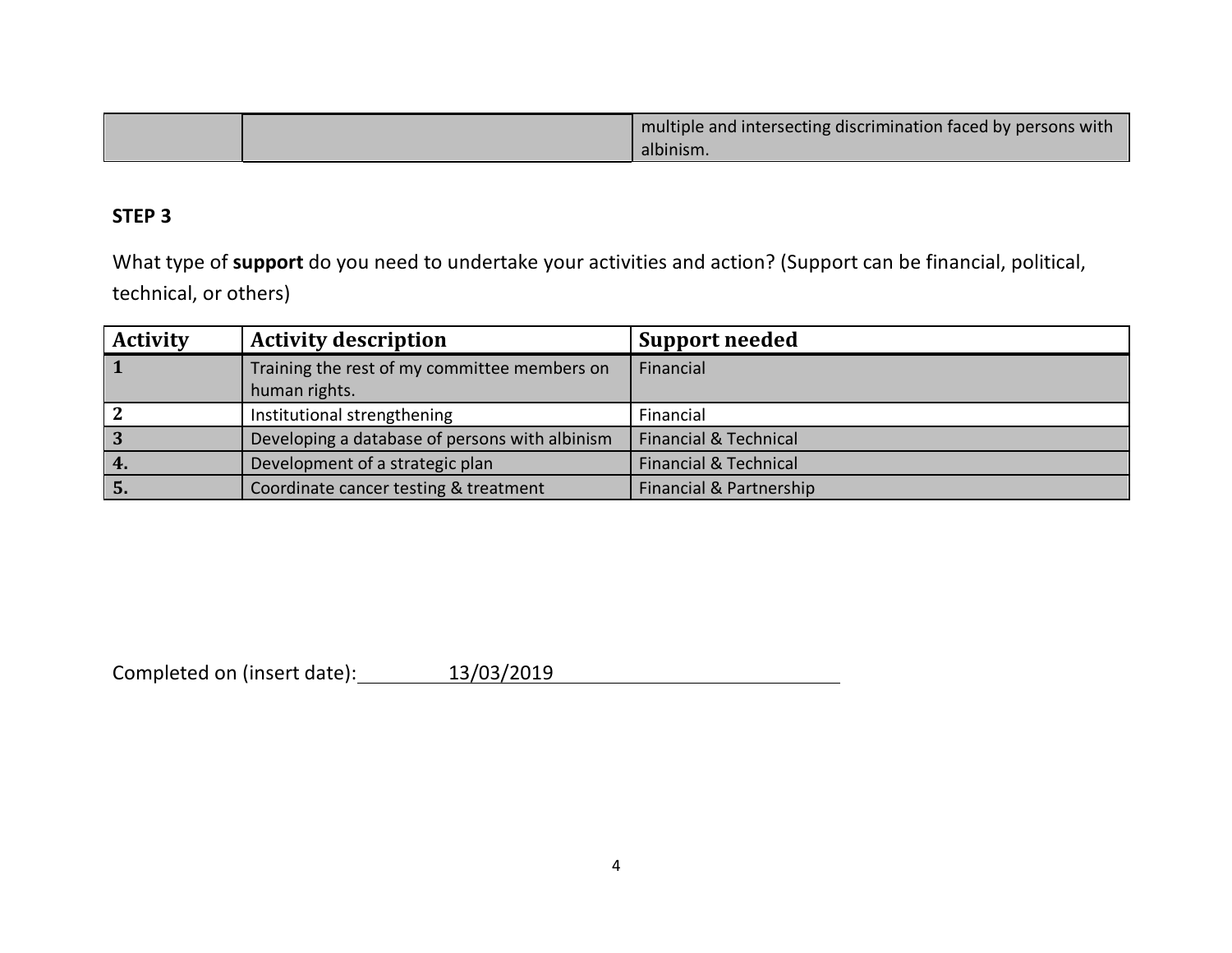| | | |
|---|---|---|
| | | multiple and intersecting discrimination faced by persons with albinism. |

**STEP 3**

What type of **support** do you need to undertake your activities and action? (Support can be financial, political, technical, or others)

| Activity | Activity description | Support needed |
|---|---|---|
| 1 | Training the rest of my committee members on human rights. | Financial |
| 2 | Institutional strengthening | Financial |
| 3 | Developing a database of persons with albinism | Financial & Technical |
| 4. | Development of a strategic plan | Financial & Technical |
| 5. | Coordinate cancer testing & treatment | Financial & Partnership |

Completed on (insert date): 13/03/2019